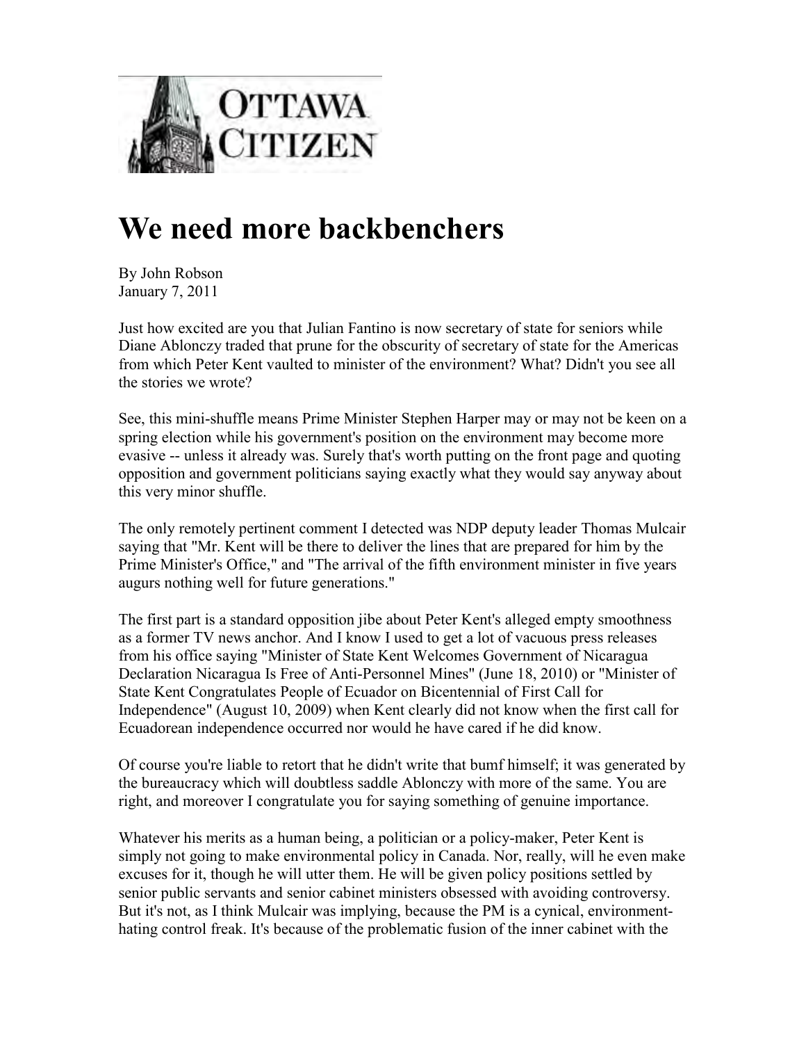OTTAWA CITIZEN

# We need more backbenchers

By John Robson
January 7, 2011

Just how excited are you that Julian Fantino is now secretary of state for seniors while Diane Ablonczy traded that prune for the obscurity of secretary of state for the Americas from which Peter Kent vaulted to minister of the environment? What? Didn't you see all the stories we wrote?

See, this mini-shuffle means Prime Minister Stephen Harper may or may not be keen on a spring election while his government's position on the environment may become more evasive -- unless it already was. Surely that's worth putting on the front page and quoting opposition and government politicians saying exactly what they would say anyway about this very minor shuffle.

The only remotely pertinent comment I detected was NDP deputy leader Thomas Mulcair saying that "Mr. Kent will be there to deliver the lines that are prepared for him by the Prime Minister's Office," and "The arrival of the fifth environment minister in five years augurs nothing well for future generations."

The first part is a standard opposition jibe about Peter Kent's alleged empty smoothness as a former TV news anchor. And I know I used to get a lot of vacuous press releases from his office saying "Minister of State Kent Welcomes Government of Nicaragua Declaration Nicaragua Is Free of Anti-Personnel Mines" (June 18, 2010) or "Minister of State Kent Congratulates People of Ecuador on Bicentennial of First Call for Independence" (August 10, 2009) when Kent clearly did not know when the first call for Ecuadorean independence occurred nor would he have cared if he did know.

Of course you're liable to retort that he didn't write that bumf himself; it was generated by the bureaucracy which will doubtless saddle Ablonczy with more of the same. You are right, and moreover I congratulate you for saying something of genuine importance.

Whatever his merits as a human being, a politician or a policy-maker, Peter Kent is simply not going to make environmental policy in Canada. Nor, really, will he even make excuses for it, though he will utter them. He will be given policy positions settled by senior public servants and senior cabinet ministers obsessed with avoiding controversy. But it's not, as I think Mulcair was implying, because the PM is a cynical, environment-hating control freak. It's because of the problematic fusion of the inner cabinet with the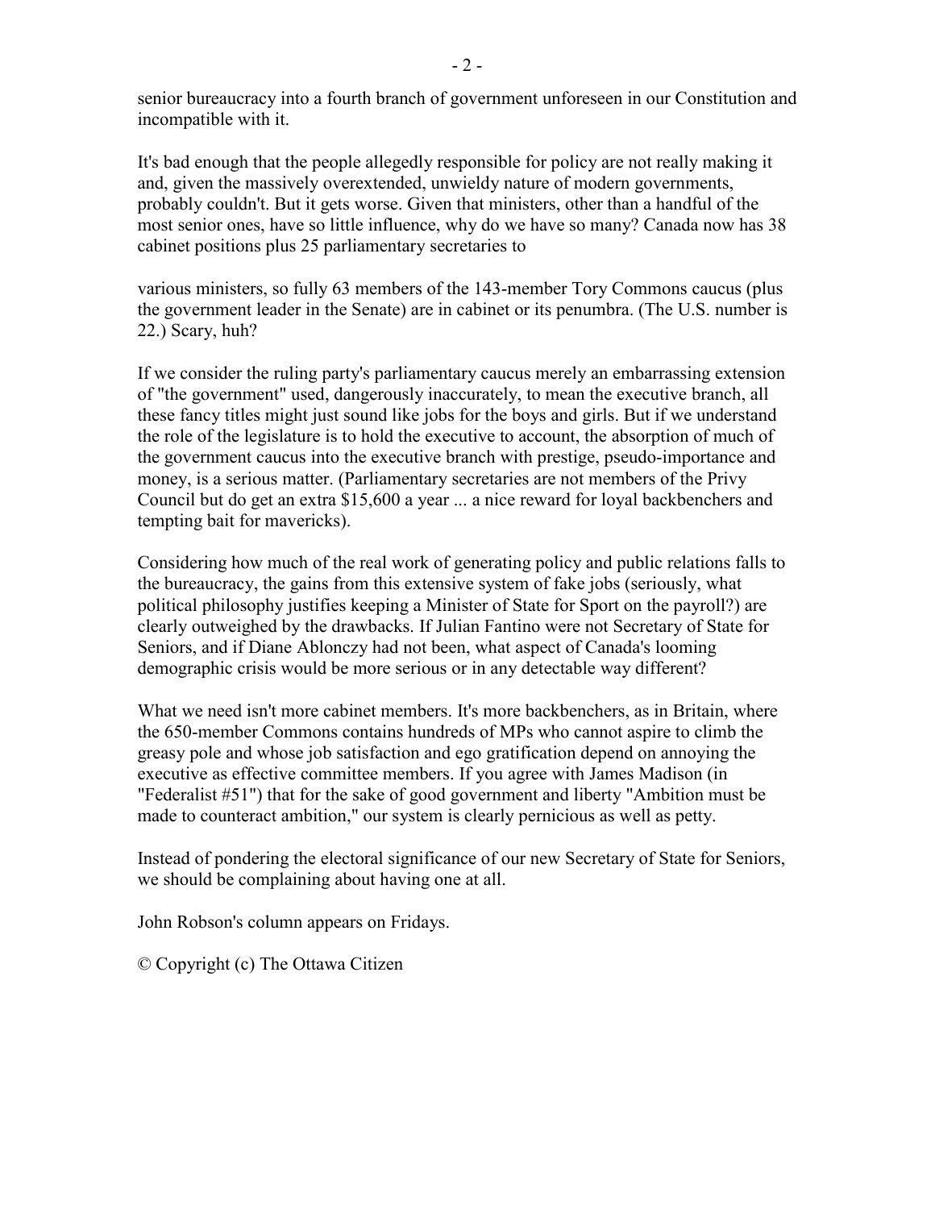senior bureaucracy into a fourth branch of government unforeseen in our Constitution and incompatible with it.

It's bad enough that the people allegedly responsible for policy are not really making it and, given the massively overextended, unwieldy nature of modern governments, probably couldn't. But it gets worse. Given that ministers, other than a handful of the most senior ones, have so little influence, why do we have so many? Canada now has 38 cabinet positions plus 25 parliamentary secretaries to

various ministers, so fully 63 members of the 143-member Tory Commons caucus (plus the government leader in the Senate) are in cabinet or its penumbra. (The U.S. number is 22.) Scary, huh?

If we consider the ruling party's parliamentary caucus merely an embarrassing extension of "the government" used, dangerously inaccurately, to mean the executive branch, all these fancy titles might just sound like jobs for the boys and girls. But if we understand the role of the legislature is to hold the executive to account, the absorption of much of the government caucus into the executive branch with prestige, pseudo-importance and money, is a serious matter. (Parliamentary secretaries are not members of the Privy Council but do get an extra $15,600 a year ... a nice reward for loyal backbenchers and tempting bait for mavericks).

Considering how much of the real work of generating policy and public relations falls to the bureaucracy, the gains from this extensive system of fake jobs (seriously, what political philosophy justifies keeping a Minister of State for Sport on the payroll?) are clearly outweighed by the drawbacks. If Julian Fantino were not Secretary of State for Seniors, and if Diane Ablonczy had not been, what aspect of Canada's looming demographic crisis would be more serious or in any detectable way different?

What we need isn't more cabinet members. It's more backbenchers, as in Britain, where the 650-member Commons contains hundreds of MPs who cannot aspire to climb the greasy pole and whose job satisfaction and ego gratification depend on annoying the executive as effective committee members. If you agree with James Madison (in "Federalist #51") that for the sake of good government and liberty "Ambition must be made to counteract ambition," our system is clearly pernicious as well as petty.

Instead of pondering the electoral significance of our new Secretary of State for Seniors, we should be complaining about having one at all.

John Robson's column appears on Fridays.

© Copyright (c) The Ottawa Citizen